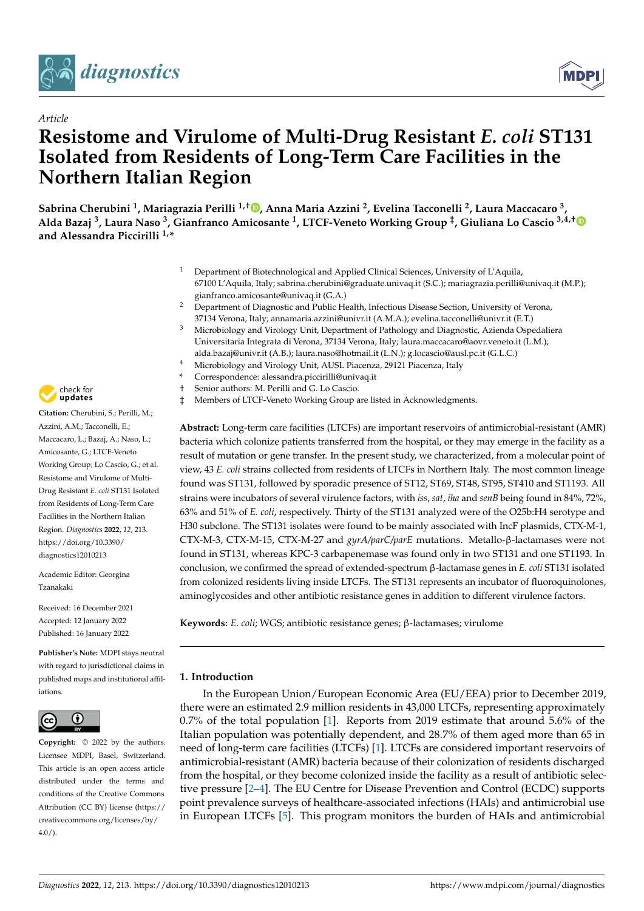*Article*

# Resistome and Virulome of Multi-Drug Resistant *E. coli* ST131 Isolated from Residents of Long-Term Care Facilities in the Northern Italian Region

**Sabrina Cherubini [1], Mariagrazia Perilli [1,†], Anna Maria Azzini [2], Evelina Tacconelli [2], Laura Maccacaro [3], Alda Bazaj [3], Laura Naso [3], Gianfranco Amicosante [1], LTCF-Veneto Working Group [‡], Giuliana Lo Cascio [3,4,†] and Alessandra Piccirilli [1,*]**

[1] Department of Biotechnological and Applied Clinical Sciences, University of L'Aquila, 67100 L'Aquila, Italy; sabrina.cherubini@graduate.univaq.it (S.C.); mariagrazia.perilli@univaq.it (M.P.); gianfranco.amicosante@univaq.it (G.A.)

[2] Department of Diagnostic and Public Health, Infectious Disease Section, University of Verona, 37134 Verona, Italy; annamaria.azzini@univr.it (A.M.A.); evelina.tacconelli@univr.it (E.T.)

[3] Microbiology and Virology Unit, Department of Pathology and Diagnostic, Azienda Ospedaliera Universitaria Integrata di Verona, 37134 Verona, Italy; laura.maccacaro@aovr.veneto.it (L.M.); alda.bazaj@univr.it (A.B.); laura.naso@hotmail.it (L.N.); g.locascio@ausl.pc.it (G.L.C.)

[4] Microbiology and Virology Unit, AUSL Piacenza, 29121 Piacenza, Italy

\* Correspondence: alessandra.piccirilli@univaq.it

† Senior authors: M. Perilli and G. Lo Cascio.

‡ Members of LTCF-Veneto Working Group are listed in Acknowledgments.

**Citation:** Cherubini, S.; Perilli, M.; Azzini, A.M.; Tacconelli, E.; Maccacaro, L.; Bazaj, A.; Naso, L.; Amicosante, G.; LTCF-Veneto Working Group; Lo Cascio, G.; et al. Resistome and Virulome of Multi-Drug Resistant *E. coli* ST131 Isolated from Residents of Long-Term Care Facilities in the Northern Italian Region. *Diagnostics* **2022**, *12*, 213. https://doi.org/10.3390/diagnostics12010213

Academic Editor: Georgina Tzanakaki

Received: 16 December 2021
Accepted: 12 January 2022
Published: 16 January 2022

**Publisher's Note:** MDPI stays neutral with regard to jurisdictional claims in published maps and institutional affiliations.

**Copyright:** © 2022 by the authors. Licensee MDPI, Basel, Switzerland. This article is an open access article distributed under the terms and conditions of the Creative Commons Attribution (CC BY) license (https://creativecommons.org/licenses/by/4.0/).

**Abstract:** Long-term care facilities (LTCFs) are important reservoirs of antimicrobial-resistant (AMR) bacteria which colonize patients transferred from the hospital, or they may emerge in the facility as a result of mutation or gene transfer. In the present study, we characterized, from a molecular point of view, 43 *E. coli* strains collected from residents of LTCFs in Northern Italy. The most common lineage found was ST131, followed by sporadic presence of ST12, ST69, ST48, ST95, ST410 and ST1193. All strains were incubators of several virulence factors, with *iss*, *sat*, *iha* and *senB* being found in 84%, 72%, 63% and 51% of *E. coli*, respectively. Thirty of the ST131 analyzed were of the O25b:H4 serotype and H30 subclone. The ST131 isolates were found to be mainly associated with IncF plasmids, CTX-M-1, CTX-M-3, CTX-M-15, CTX-M-27 and *gyrA/parC/parE* mutations. Metallo-β-lactamases were not found in ST131, whereas KPC-3 carbapenemase was found only in two ST131 and one ST1193. In conclusion, we confirmed the spread of extended-spectrum β-lactamase genes in *E. coli* ST131 isolated from colonized residents living inside LTCFs. The ST131 represents an incubator of fluoroquinolones, aminoglycosides and other antibiotic resistance genes in addition to different virulence factors.

**Keywords:** *E. coli*; WGS; antibiotic resistance genes; β-lactamases; virulome

## 1. Introduction

In the European Union/European Economic Area (EU/EEA) prior to December 2019, there were an estimated 2.9 million residents in 43,000 LTCFs, representing approximately 0.7% of the total population [1]. Reports from 2019 estimate that around 5.6% of the Italian population was potentially dependent, and 28.7% of them aged more than 65 in need of long-term care facilities (LTCFs) [1]. LTCFs are considered important reservoirs of antimicrobial-resistant (AMR) bacteria because of their colonization of residents discharged from the hospital, or they become colonized inside the facility as a result of antibiotic selective pressure [2–4]. The EU Centre for Disease Prevention and Control (ECDC) supports point prevalence surveys of healthcare-associated infections (HAIs) and antimicrobial use in European LTCFs [5]. This program monitors the burden of HAIs and antimicrobial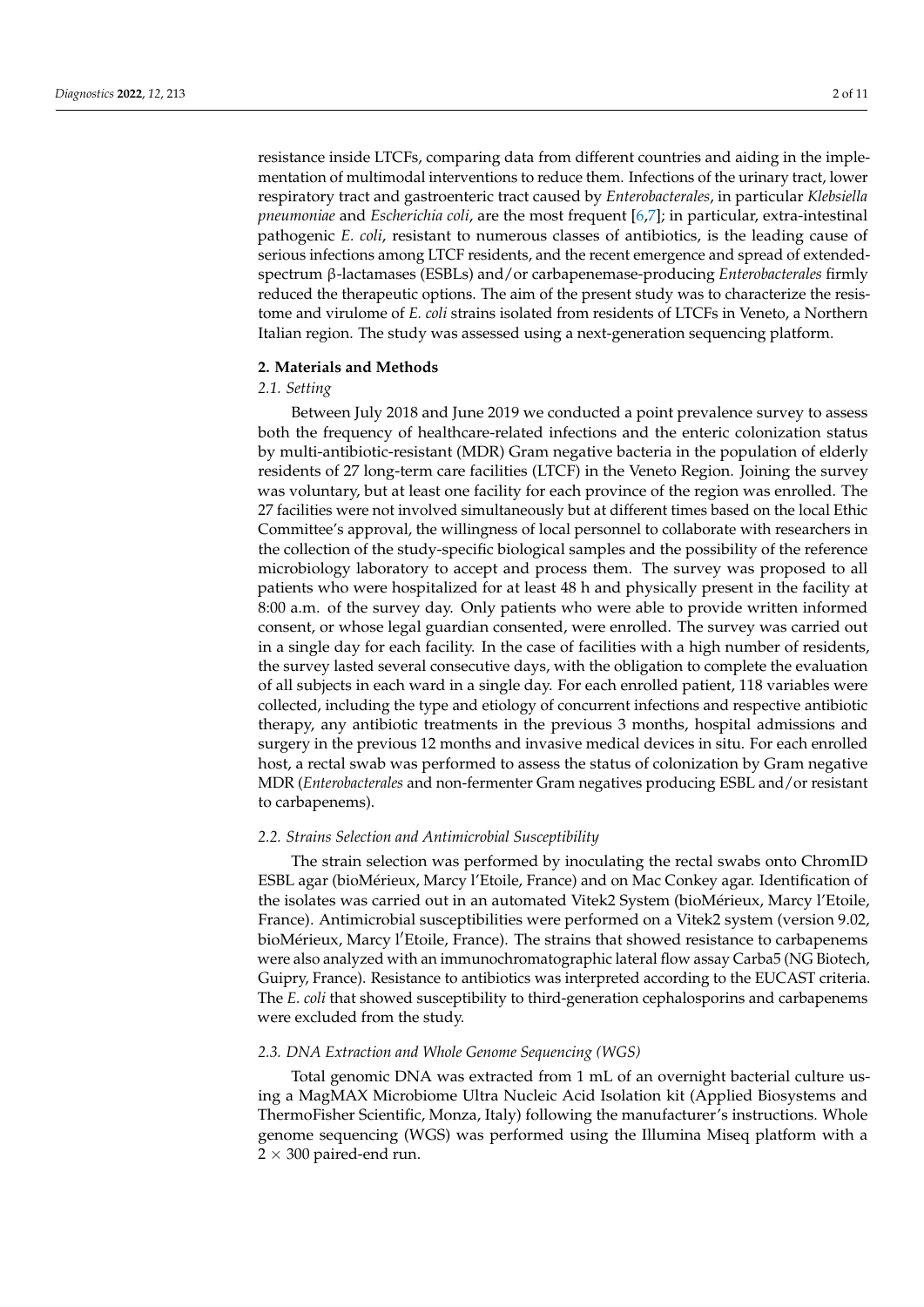resistance inside LTCFs, comparing data from different countries and aiding in the implementation of multimodal interventions to reduce them. Infections of the urinary tract, lower respiratory tract and gastroenteric tract caused by *Enterobacterales*, in particular *Klebsiella pneumoniae* and *Escherichia coli*, are the most frequent [6,7]; in particular, extra-intestinal pathogenic *E. coli*, resistant to numerous classes of antibiotics, is the leading cause of serious infections among LTCF residents, and the recent emergence and spread of extended-spectrum β-lactamases (ESBLs) and/or carbapenemase-producing *Enterobacterales* firmly reduced the therapeutic options. The aim of the present study was to characterize the resistome and virulome of *E. coli* strains isolated from residents of LTCFs in Veneto, a Northern Italian region. The study was assessed using a next-generation sequencing platform.

## 2. Materials and Methods

### 2.1. Setting

Between July 2018 and June 2019 we conducted a point prevalence survey to assess both the frequency of healthcare-related infections and the enteric colonization status by multi-antibiotic-resistant (MDR) Gram negative bacteria in the population of elderly residents of 27 long-term care facilities (LTCF) in the Veneto Region. Joining the survey was voluntary, but at least one facility for each province of the region was enrolled. The 27 facilities were not involved simultaneously but at different times based on the local Ethic Committee's approval, the willingness of local personnel to collaborate with researchers in the collection of the study-specific biological samples and the possibility of the reference microbiology laboratory to accept and process them. The survey was proposed to all patients who were hospitalized for at least 48 h and physically present in the facility at 8:00 a.m. of the survey day. Only patients who were able to provide written informed consent, or whose legal guardian consented, were enrolled. The survey was carried out in a single day for each facility. In the case of facilities with a high number of residents, the survey lasted several consecutive days, with the obligation to complete the evaluation of all subjects in each ward in a single day. For each enrolled patient, 118 variables were collected, including the type and etiology of concurrent infections and respective antibiotic therapy, any antibiotic treatments in the previous 3 months, hospital admissions and surgery in the previous 12 months and invasive medical devices in situ. For each enrolled host, a rectal swab was performed to assess the status of colonization by Gram negative MDR (*Enterobacterales* and non-fermenter Gram negatives producing ESBL and/or resistant to carbapenems).

### 2.2. Strains Selection and Antimicrobial Susceptibility

The strain selection was performed by inoculating the rectal swabs onto ChromID ESBL agar (bioMérieux, Marcy l'Etoile, France) and on Mac Conkey agar. Identification of the isolates was carried out in an automated Vitek2 System (bioMérieux, Marcy l'Etoile, France). Antimicrobial susceptibilities were performed on a Vitek2 system (version 9.02, bioMérieux, Marcy l′Etoile, France). The strains that showed resistance to carbapenems were also analyzed with an immunochromatographic lateral flow assay Carba5 (NG Biotech, Guipry, France). Resistance to antibiotics was interpreted according to the EUCAST criteria. The *E. coli* that showed susceptibility to third-generation cephalosporins and carbapenems were excluded from the study.

### 2.3. DNA Extraction and Whole Genome Sequencing (WGS)

Total genomic DNA was extracted from 1 mL of an overnight bacterial culture using a MagMAX Microbiome Ultra Nucleic Acid Isolation kit (Applied Biosystems and ThermoFisher Scientific, Monza, Italy) following the manufacturer's instructions. Whole genome sequencing (WGS) was performed using the Illumina Miseq platform with a $2 \times 300$ paired-end run.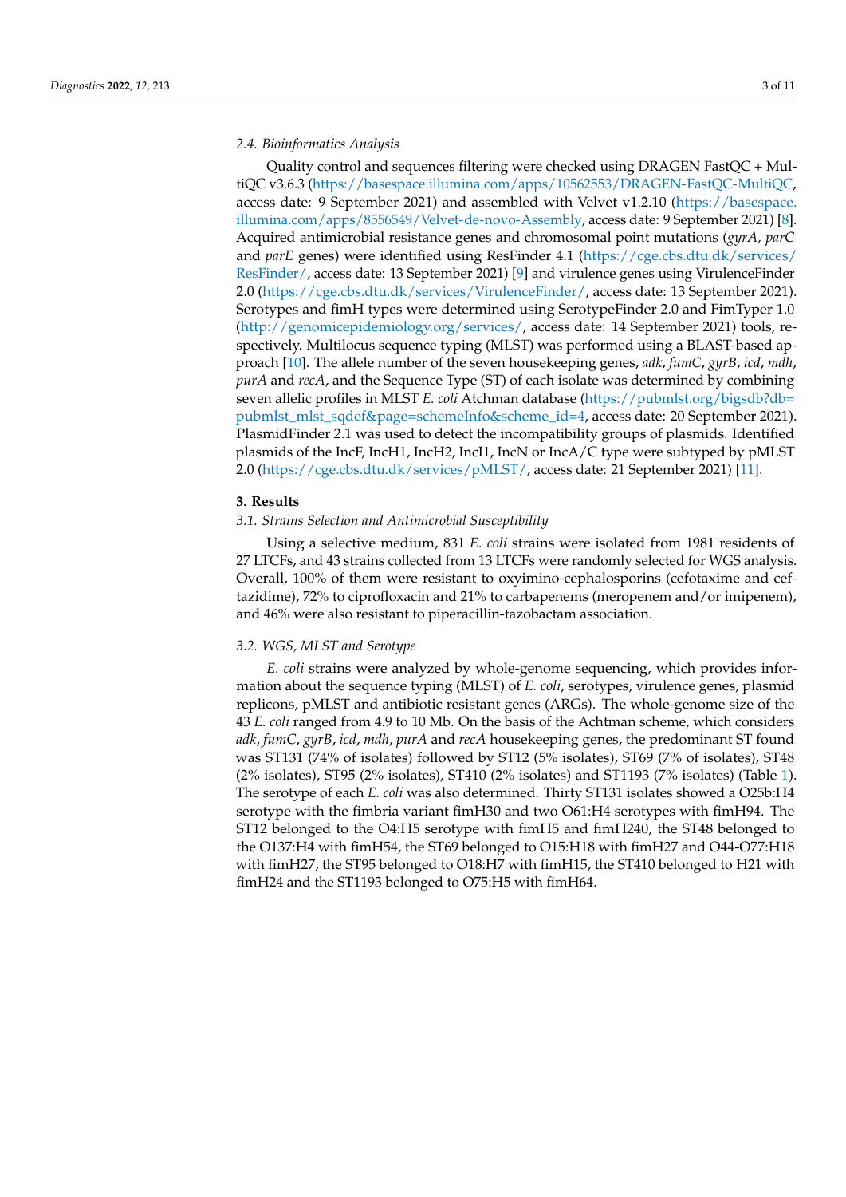### 2.4. Bioinformatics Analysis

Quality control and sequences filtering were checked using DRAGEN FastQC + MultiQC v3.6.3 (https://basespace.illumina.com/apps/10562553/DRAGEN-FastQC-MultiQC, access date: 9 September 2021) and assembled with Velvet v1.2.10 (https://basespace.illumina.com/apps/8556549/Velvet-de-novo-Assembly, access date: 9 September 2021) [8]. Acquired antimicrobial resistance genes and chromosomal point mutations (*gyrA*, *parC* and *parE* genes) were identified using ResFinder 4.1 (https://cge.cbs.dtu.dk/services/ResFinder/, access date: 13 September 2021) [9] and virulence genes using VirulenceFinder 2.0 (https://cge.cbs.dtu.dk/services/VirulenceFinder/, access date: 13 September 2021). Serotypes and fimH types were determined using SerotypeFinder 2.0 and FimTyper 1.0 (http://genomicepidemiology.org/services/, access date: 14 September 2021) tools, respectively. Multilocus sequence typing (MLST) was performed using a BLAST-based approach [10]. The allele number of the seven housekeeping genes, *adk*, *fumC*, *gyrB*, *icd*, *mdh*, *purA* and *recA*, and the Sequence Type (ST) of each isolate was determined by combining seven allelic profiles in MLST *E. coli* Atchman database (https://pubmlst.org/bigsdb?db=pubmlst_mlst_sqdef&page=schemeInfo&scheme_id=4, access date: 20 September 2021). PlasmidFinder 2.1 was used to detect the incompatibility groups of plasmids. Identified plasmids of the IncF, IncH1, IncH2, IncI1, IncN or IncA/C type were subtyped by pMLST 2.0 (https://cge.cbs.dtu.dk/services/pMLST/, access date: 21 September 2021) [11].

## 3. Results

### 3.1. Strains Selection and Antimicrobial Susceptibility

Using a selective medium, 831 *E. coli* strains were isolated from 1981 residents of 27 LTCFs, and 43 strains collected from 13 LTCFs were randomly selected for WGS analysis. Overall, 100% of them were resistant to oxyimino-cephalosporins (cefotaxime and ceftazidime), 72% to ciprofloxacin and 21% to carbapenems (meropenem and/or imipenem), and 46% were also resistant to piperacillin-tazobactam association.

### 3.2. WGS, MLST and Serotype

*E. coli* strains were analyzed by whole-genome sequencing, which provides information about the sequence typing (MLST) of *E. coli*, serotypes, virulence genes, plasmid replicons, pMLST and antibiotic resistant genes (ARGs). The whole-genome size of the 43 *E. coli* ranged from 4.9 to 10 Mb. On the basis of the Achtman scheme, which considers *adk*, *fumC*, *gyrB*, *icd*, *mdh*, *purA* and *recA* housekeeping genes, the predominant ST found was ST131 (74% of isolates) followed by ST12 (5% isolates), ST69 (7% of isolates), ST48 (2% isolates), ST95 (2% isolates), ST410 (2% isolates) and ST1193 (7% isolates) (Table 1). The serotype of each *E. coli* was also determined. Thirty ST131 isolates showed a O25b:H4 serotype with the fimbria variant fimH30 and two O61:H4 serotypes with fimH94. The ST12 belonged to the O4:H5 serotype with fimH5 and fimH240, the ST48 belonged to the O137:H4 with fimH54, the ST69 belonged to O15:H18 with fimH27 and O44-O77:H18 with fimH27, the ST95 belonged to O18:H7 with fimH15, the ST410 belonged to H21 with fimH24 and the ST1193 belonged to O75:H5 with fimH64.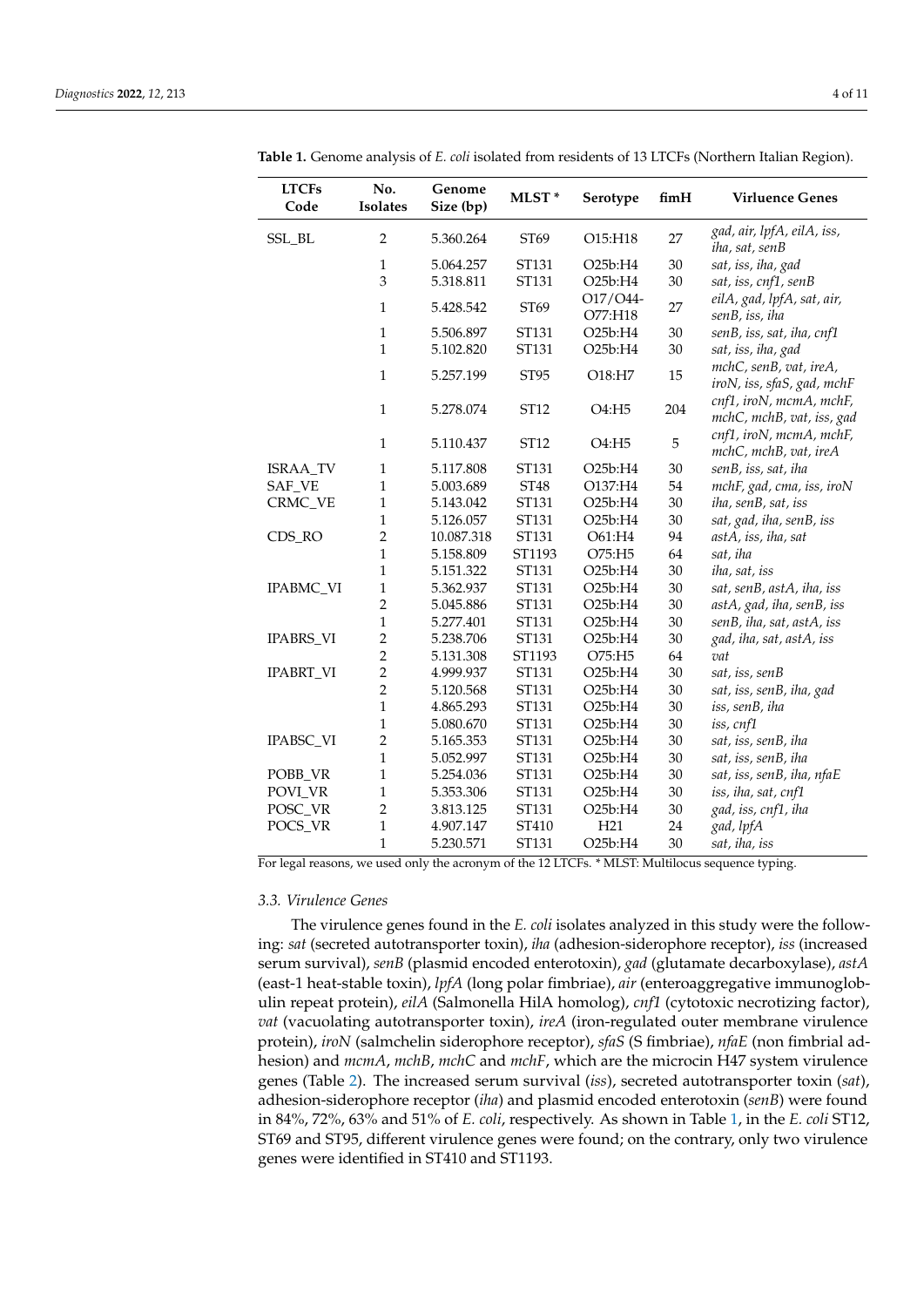**Table 1.** Genome analysis of *E. coli* isolated from residents of 13 LTCFs (Northern Italian Region).

| LTCFs Code | No. Isolates | Genome Size (bp) | MLST * | Serotype | fimH | Virluence Genes |
|---|---|---|---|---|---|---|
| SSL_BL | 2 | 5.360.264 | ST69 | O15:H18 | 27 | *gad, air, lpfA, eilA, iss, iha, sat, senB* |
| | 1 | 5.064.257 | ST131 | O25b:H4 | 30 | *sat, iss, iha, gad* |
| | 3 | 5.318.811 | ST131 | O25b:H4 | 30 | *sat, iss, cnf1, senB* |
| | 1 | 5.428.542 | ST69 | O17/O44-O77:H18 | 27 | *eilA, gad, lpfA, sat, air, senB, iss, iha* |
| | 1 | 5.506.897 | ST131 | O25b:H4 | 30 | *senB, iss, sat, iha, cnf1* |
| | 1 | 5.102.820 | ST131 | O25b:H4 | 30 | *sat, iss, iha, gad* |
| | 1 | 5.257.199 | ST95 | O18:H7 | 15 | *mchC, senB, vat, ireA, iroN, iss, sfaS, gad, mchF* |
| | 1 | 5.278.074 | ST12 | O4:H5 | 204 | *cnf1, iroN, mcmA, mchF, mchC, mchB, vat, iss, gad* |
| | 1 | 5.110.437 | ST12 | O4:H5 | 5 | *cnf1, iroN, mcmA, mchF, mchC, mchB, vat, ireA* |
| ISRAA_TV | 1 | 5.117.808 | ST131 | O25b:H4 | 30 | *senB, iss, sat, iha* |
| SAF_VE | 1 | 5.003.689 | ST48 | O137:H4 | 54 | *mchF, gad, cma, iss, iroN* |
| CRMC_VE | 1 | 5.143.042 | ST131 | O25b:H4 | 30 | *iha, senB, sat, iss* |
| | 1 | 5.126.057 | ST131 | O25b:H4 | 30 | *sat, gad, iha, senB, iss* |
| CDS_RO | 2 | 10.087.318 | ST131 | O61:H4 | 94 | *astA, iss, iha, sat* |
| | 1 | 5.158.809 | ST1193 | O75:H5 | 64 | *sat, iha* |
| | 1 | 5.151.322 | ST131 | O25b:H4 | 30 | *iha, sat, iss* |
| IPABMC_VI | 1 | 5.362.937 | ST131 | O25b:H4 | 30 | *sat, senB, astA, iha, iss* |
| | 2 | 5.045.886 | ST131 | O25b:H4 | 30 | *astA, gad, iha, senB, iss* |
| | 1 | 5.277.401 | ST131 | O25b:H4 | 30 | *senB, iha, sat, astA, iss* |
| IPABRS_VI | 2 | 5.238.706 | ST131 | O25b:H4 | 30 | *gad, iha, sat, astA, iss* |
| | 2 | 5.131.308 | ST1193 | O75:H5 | 64 | *vat* |
| IPABRT_VI | 2 | 4.999.937 | ST131 | O25b:H4 | 30 | *sat, iss, senB* |
| | 2 | 5.120.568 | ST131 | O25b:H4 | 30 | *sat, iss, senB, iha, gad* |
| | 1 | 4.865.293 | ST131 | O25b:H4 | 30 | *iss, senB, iha* |
| | 1 | 5.080.670 | ST131 | O25b:H4 | 30 | *iss, cnf1* |
| IPABSC_VI | 2 | 5.165.353 | ST131 | O25b:H4 | 30 | *sat, iss, senB, iha* |
| | 1 | 5.052.997 | ST131 | O25b:H4 | 30 | *sat, iss, senB, iha* |
| POBB_VR | 1 | 5.254.036 | ST131 | O25b:H4 | 30 | *sat, iss, senB, iha, nfaE* |
| POVI_VR | 1 | 5.353.306 | ST131 | O25b:H4 | 30 | *iss, iha, sat, cnf1* |
| POSC_VR | 2 | 3.813.125 | ST131 | O25b:H4 | 30 | *gad, iss, cnf1, iha* |
| POCS_VR | 1 | 4.907.147 | ST410 | H21 | 24 | *gad, lpfA* |
| | 1 | 5.230.571 | ST131 | O25b:H4 | 30 | *sat, iha, iss* |

For legal reasons, we used only the acronym of the 12 LTCFs. * MLST: Multilocus sequence typing.

### 3.3. Virulence Genes

The virulence genes found in the *E. coli* isolates analyzed in this study were the following: *sat* (secreted autotransporter toxin), *iha* (adhesion-siderophore receptor), *iss* (increased serum survival), *senB* (plasmid encoded enterotoxin), *gad* (glutamate decarboxylase), *astA* (east-1 heat-stable toxin), *lpfA* (long polar fimbriae), *air* (enteroaggregative immunoglobulin repeat protein), *eilA* (Salmonella HilA homolog), *cnf1* (cytotoxic necrotizing factor), *vat* (vacuolating autotransporter toxin), *ireA* (iron-regulated outer membrane virulence protein), *iroN* (salmchelin siderophore receptor), *sfaS* (S fimbriae), *nfaE* (non fimbrial adhesion) and *mcmA*, *mchB*, *mchC* and *mchF*, which are the microcin H47 system virulence genes (Table 2). The increased serum survival (*iss*), secreted autotransporter toxin (*sat*), adhesion-siderophore receptor (*iha*) and plasmid encoded enterotoxin (*senB*) were found in 84%, 72%, 63% and 51% of *E. coli*, respectively. As shown in Table 1, in the *E. coli* ST12, ST69 and ST95, different virulence genes were found; on the contrary, only two virulence genes were identified in ST410 and ST1193.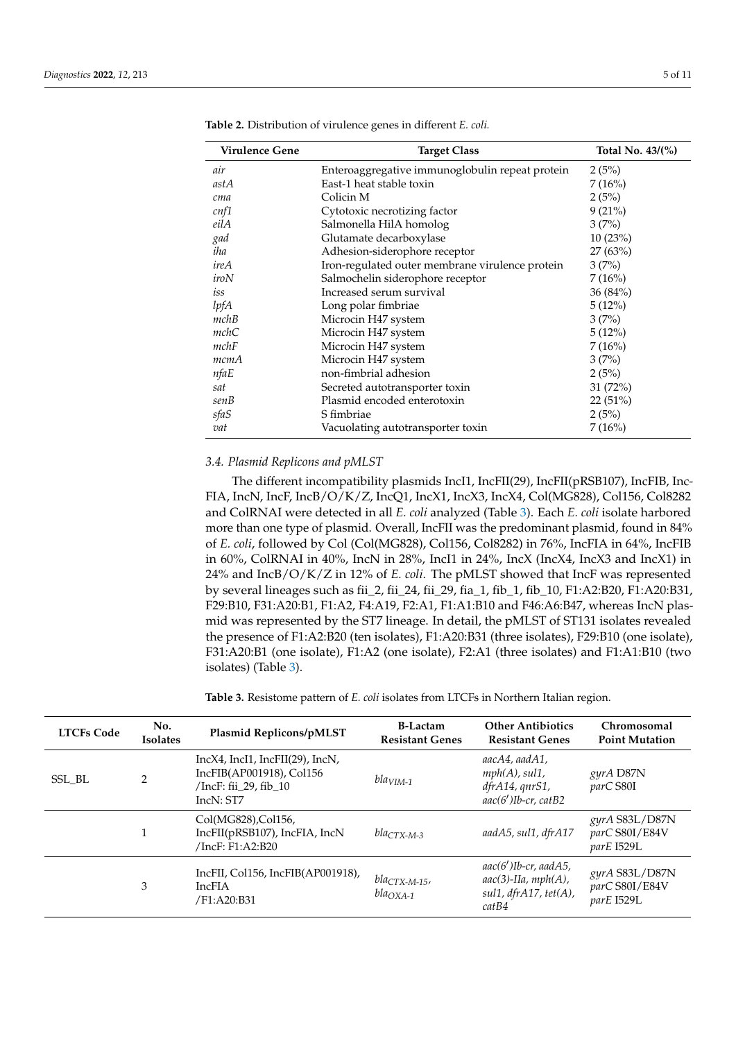**Table 2.** Distribution of virulence genes in different *E. coli.*

| Virulence Gene | Target Class | Total No. 43/(%) |
|---|---|---|
| *air* | Enteroaggregative immunoglobulin repeat protein | 2 (5%) |
| *astA* | East-1 heat stable toxin | 7 (16%) |
| *cma* | Colicin M | 2 (5%) |
| *cnf1* | Cytotoxic necrotizing factor | 9 (21%) |
| *eilA* | Salmonella HilA homolog | 3 (7%) |
| *gad* | Glutamate decarboxylase | 10 (23%) |
| *iha* | Adhesion-siderophore receptor | 27 (63%) |
| *ireA* | Iron-regulated outer membrane virulence protein | 3 (7%) |
| *iroN* | Salmochelin siderophore receptor | 7 (16%) |
| *iss* | Increased serum survival | 36 (84%) |
| *lpfA* | Long polar fimbriae | 5 (12%) |
| *mchB* | Microcin H47 system | 3 (7%) |
| *mchC* | Microcin H47 system | 5 (12%) |
| *mchF* | Microcin H47 system | 7 (16%) |
| *mcmA* | Microcin H47 system | 3 (7%) |
| *nfaE* | non-fimbrial adhesion | 2 (5%) |
| *sat* | Secreted autotransporter toxin | 31 (72%) |
| *senB* | Plasmid encoded enterotoxin | 22 (51%) |
| *sfaS* | S fimbriae | 2 (5%) |
| *vat* | Vacuolating autotransporter toxin | 7 (16%) |

### 3.4. Plasmid Replicons and pMLST

The different incompatibility plasmids IncI1, IncFII(29), IncFII(pRSB107), IncFIB, IncFIA, IncN, IncF, IncB/O/K/Z, IncQ1, IncX1, IncX3, IncX4, Col(MG828), Col156, Col8282 and ColRNAI were detected in all *E. coli* analyzed (Table 3). Each *E. coli* isolate harbored more than one type of plasmid. Overall, IncFII was the predominant plasmid, found in 84% of *E. coli*, followed by Col (Col(MG828), Col156, Col8282) in 76%, IncFIA in 64%, IncFIB in 60%, ColRNAI in 40%, IncN in 28%, IncI1 in 24%, IncX (IncX4, IncX3 and IncX1) in 24% and IncB/O/K/Z in 12% of *E. coli*. The pMLST showed that IncF was represented by several lineages such as fii_2, fii_24, fii_29, fia_1, fib_1, fib_10, F1:A2:B20, F1:A20:B31, F29:B10, F31:A20:B1, F1:A2, F4:A19, F2:A1, F1:A1:B10 and F46:A6:B47, whereas IncN plasmid was represented by the ST7 lineage. In detail, the pMLST of ST131 isolates revealed the presence of F1:A2:B20 (ten isolates), F1:A20:B31 (three isolates), F29:B10 (one isolate), F31:A20:B1 (one isolate), F1:A2 (one isolate), F2:A1 (three isolates) and F1:A1:B10 (two isolates) (Table 3).

**Table 3.** Resistome pattern of *E. coli* isolates from LTCFs in Northern Italian region.

| LTCFs Code | No. Isolates | Plasmid Replicons/pMLST | B-Lactam Resistant Genes | Other Antibiotics Resistant Genes | Chromosomal Point Mutation |
|---|---|---|---|---|---|
| SSL_BL | 2 | IncX4, IncI1, IncFII(29), IncN, IncFIB(AP001918), Col156 /IncF: fii_29, fib_10 IncN: ST7 | $bla_{VIM-1}$ | *aacA4, aadA1, mph(A), sul1, dfrA14, qnrS1, aac(6′)Ib-cr, catB2* | *gyrA* D87N *parC* S80I |
| | 1 | Col(MG828),Col156, IncFII(pRSB107), IncFIA, IncN /IncF: F1:A2:B20 | $bla_{CTX-M-3}$ | *aadA5, sul1, dfrA17* | *gyrA* S83L/D87N *parC* S80I/E84V *parE* I529L |
| | 3 | IncFII, Col156, IncFIB(AP001918), IncFIA /F1:A20:B31 | $bla_{CTX-M-15}$, $bla_{OXA-1}$ | *aac(6′)Ib-cr, aadA5, aac(3)-IIa, mph(A), sul1, dfrA17, tet(A), catB4* | *gyrA* S83L/D87N *parC* S80I/E84V *parE* I529L |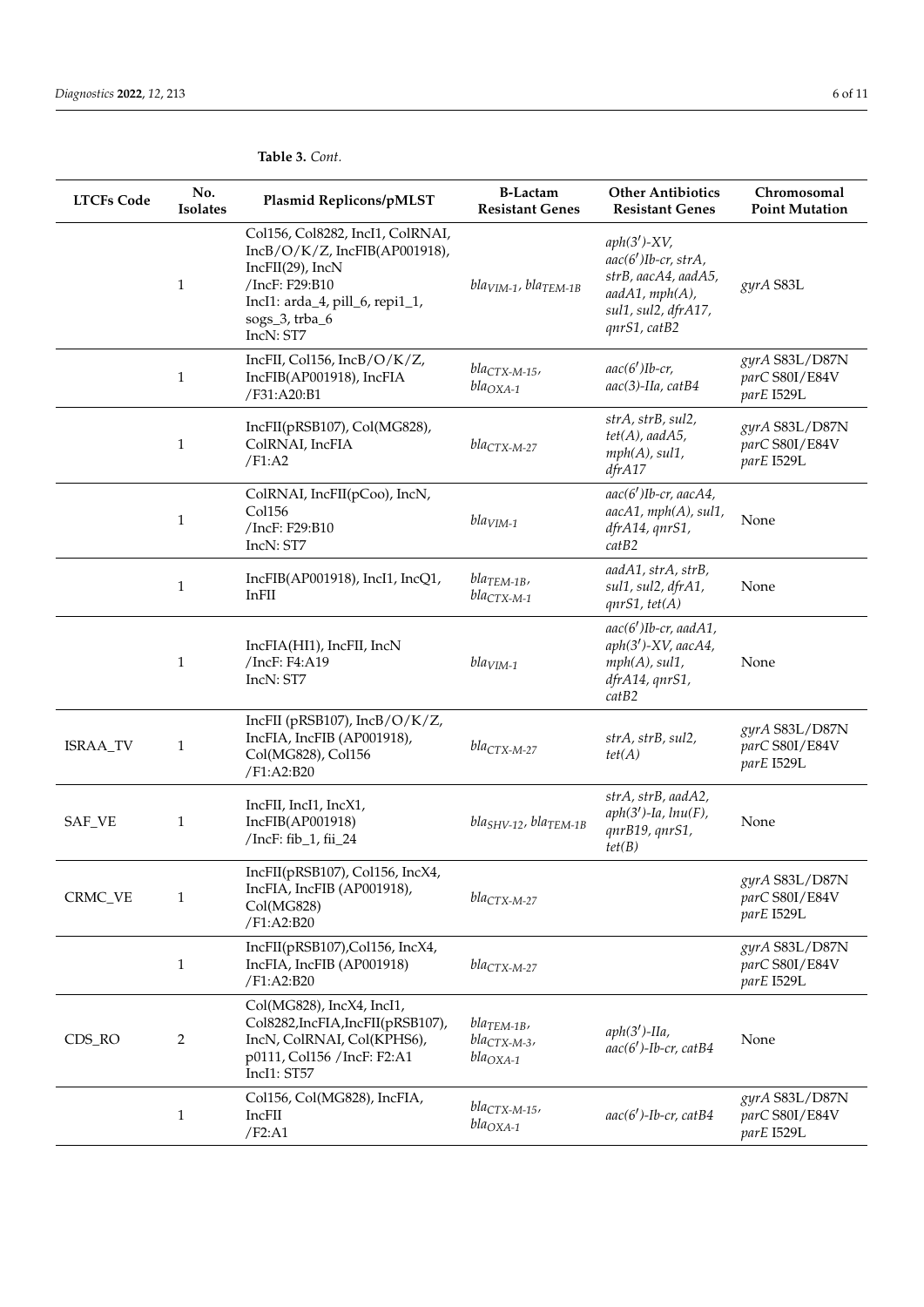**Table 3.** *Cont.*

| LTCFs Code | No. Isolates | Plasmid Replicons/pMLST | Β-Lactam Resistant Genes | Other Antibiotics Resistant Genes | Chromosomal Point Mutation |
|---|---|---|---|---|---|
| | 1 | Col156, Col8282, IncI1, ColRNAI, IncB/O/K/Z, IncFIB(AP001918), IncFII(29), IncN /IncF: F29:B10 IncI1: arda_4, pill_6, repi1_1, sogs_3, trba_6 IncN: ST7 | $bla_{VIM-1}$, $bla_{TEM-1B}$ | *aph(3′)-XV*, *aac(6′)Ib-cr*, *strA*, *strB*, *aacA4*, *aadA5*, *aadA1*, *mph(A)*, *sul1*, *sul2*, *dfrA17*, *qnrS1*, *catB2* | *gyrA* S83L |
| | 1 | IncFII, Col156, IncB/O/K/Z, IncFIB(AP001918), IncFIA /F31:A20:B1 | $bla_{CTX-M-15}$, $bla_{OXA-1}$ | *aac(6′)Ib-cr*, *aac(3)-IIa*, *catB4* | *gyrA* S83L/D87N *parC* S80I/E84V *parE* I529L |
| | 1 | IncFII(pRSB107), Col(MG828), ColRNAI, IncFIA /F1:A2 | $bla_{CTX-M-27}$ | *strA*, *strB*, *sul2*, *tet(A)*, *aadA5*, *mph(A)*, *sul1*, *dfrA17* | *gyrA* S83L/D87N *parC* S80I/E84V *parE* I529L |
| | 1 | ColRNAI, IncFII(pCoo), IncN, Col156 /IncF: F29:B10 IncN: ST7 | $bla_{VIM-1}$ | *aac(6′)Ib-cr*, *aacA4*, *aacA1*, *mph(A)*, *sul1*, *dfrA14*, *qnrS1*, *catB2* | None |
| | 1 | IncFIB(AP001918), IncI1, IncQ1, InFII | $bla_{TEM-1B}$, $bla_{CTX-M-1}$ | *aadA1*, *strA*, *strB*, *sul1*, *sul2*, *dfrA1*, *qnrS1*, *tet(A)* | None |
| | 1 | IncFIA(HI1), IncFII, IncN /IncF: F4:A19 IncN: ST7 | $bla_{VIM-1}$ | *aac(6′)Ib-cr*, *aadA1*, *aph(3′)-XV*, *aacA4*, *mph(A)*, *sul1*, *dfrA14*, *qnrS1*, *catB2* | None |
| ISRAA_TV | 1 | IncFII (pRSB107), IncB/O/K/Z, IncFIA, IncFIB (AP001918), Col(MG828), Col156 /F1:A2:B20 | $bla_{CTX-M-27}$ | *strA*, *strB*, *sul2*, *tet(A)* | *gyrA* S83L/D87N *parC* S80I/E84V *parE* I529L |
| SAF_VE | 1 | IncFII, IncI1, IncX1, IncFIB(AP001918) /IncF: fib_1, fii_24 | $bla_{SHV-12}$, $bla_{TEM-1B}$ | *strA*, *strB*, *aadA2*, *aph(3′)-Ia*, *lnu(F)*, *qnrB19*, *qnrS1*, *tet(B)* | None |
| CRMC_VE | 1 | IncFII(pRSB107), Col156, IncX4, IncFIA, IncFIB (AP001918), Col(MG828) /F1:A2:B20 | $bla_{CTX-M-27}$ | | *gyrA* S83L/D87N *parC* S80I/E84V *parE* I529L |
| | 1 | IncFII(pRSB107),Col156, IncX4, IncFIA, IncFIB (AP001918) /F1:A2:B20 | $bla_{CTX-M-27}$ | | *gyrA* S83L/D87N *parC* S80I/E84V *parE* I529L |
| CDS_RO | 2 | Col(MG828), IncX4, IncI1, Col8282,IncFIA,IncFII(pRSB107), IncN, ColRNAI, Col(KPHS6), p0111, Col156 /IncF: F2:A1 IncI1: ST57 | $bla_{TEM-1B}$, $bla_{CTX-M-3}$, $bla_{OXA-1}$ | *aph(3′)-IIa*, *aac(6′)-Ib-cr*, *catB4* | None |
| | 1 | Col156, Col(MG828), IncFIA, IncFII /F2:A1 | $bla_{CTX-M-15}$, $bla_{OXA-1}$ | *aac(6′)-Ib-cr*, *catB4* | *gyrA* S83L/D87N *parC* S80I/E84V *parE* I529L |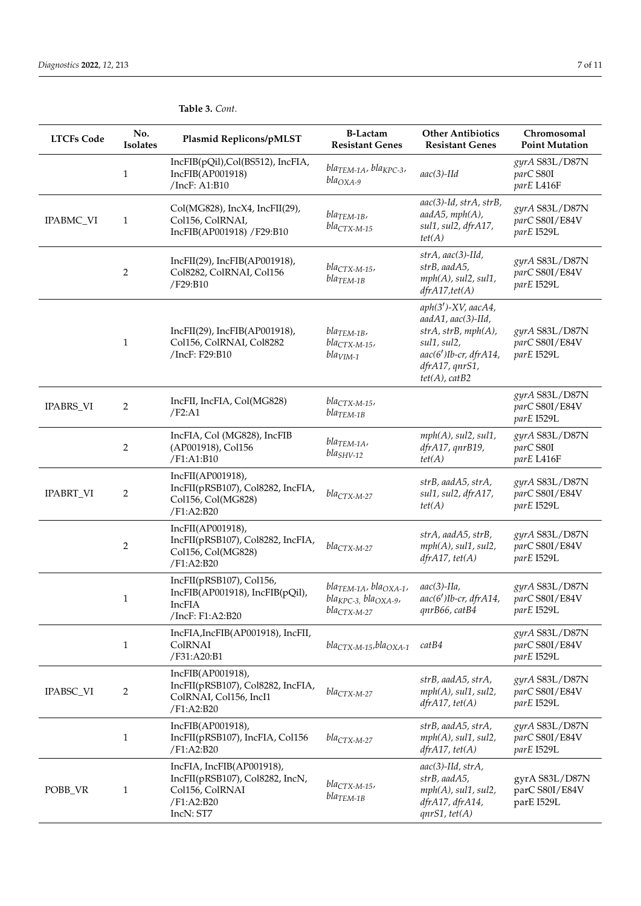**Table 3.** *Cont.*

| LTCFs Code | No. Isolates | Plasmid Replicons/pMLST | B-Lactam Resistant Genes | Other Antibiotics Resistant Genes | Chromosomal Point Mutation |
|---|---|---|---|---|---|
| | 1 | IncFIB(pQil),Col(BS512), IncFIA, IncFIB(AP001918) /IncF: A1:B10 | $bla_{TEM-1A}$, $bla_{KPC-3}$, $bla_{OXA-9}$ | *aac(3)-IId* | *gyrA* S83L/D87N *parC* S80I *parE* L416F |
| IPABMC_VI | 1 | Col(MG828), IncX4, IncFII(29), Col156, ColRNAI, IncFIB(AP001918) /F29:B10 | $bla_{TEM-1B}$, $bla_{CTX-M-15}$ | *aac(3)-Id*, *strA*, *strB*, *aadA5*, *mph(A)*, *sul1*, *sul2*, *dfrA17*, *tet(A)* | *gyrA* S83L/D87N *parC* S80I/E84V *parE* I529L |
| | 2 | IncFII(29), IncFIB(AP001918), Col8282, ColRNAI, Col156 /F29:B10 | $bla_{CTX-M-15}$, $bla_{TEM-1B}$ | *strA*, *aac(3)-IId*, *strB*, *aadA5*, *mph(A)*, *sul2*, *sul1*, *dfrA17*,*tet(A)* | *gyrA* S83L/D87N *parC* S80I/E84V *parE* I529L |
| | 1 | IncFII(29), IncFIB(AP001918), Col156, ColRNAI, Col8282 /IncF: F29:B10 | $bla_{TEM-1B}$, $bla_{CTX-M-15}$, $bla_{VIM-1}$ | *aph(3′)-XV*, *aacA4*, *aadA1*, *aac(3)-IId*, *strA*, *strB*, *mph(A)*, *sul1*, *sul2*, *aac(6′)Ib-cr*, *dfrA14*, *dfrA17*, *qnrS1*, *tet(A)*, *catB2* | *gyrA* S83L/D87N *parC* S80I/E84V *parE* I529L |
| IPABRS_VI | 2 | IncFII, IncFIA, Col(MG828) /F2:A1 | $bla_{CTX-M-15}$, $bla_{TEM-1B}$ | | *gyrA* S83L/D87N *parC* S80I/E84V *parE* I529L |
| | 2 | IncFIA, Col (MG828), IncFIB (AP001918), Col156 /F1:A1:B10 | $bla_{TEM-1A}$, $bla_{SHV-12}$ | *mph(A)*, *sul2*, *sul1*, *dfrA17*, *qnrB19*, *tet(A)* | *gyrA* S83L/D87N *parC* S80I *parE* L416F |
| IPABRT_VI | 2 | IncFII(AP001918), IncFII(pRSB107), Col8282, IncFIA, Col156, Col(MG828) /F1:A2:B20 | $bla_{CTX-M-27}$ | *strB*, *aadA5*, *strA*, *sul1*, *sul2*, *dfrA17*, *tet(A)* | *gyrA* S83L/D87N *parC* S80I/E84V *parE* I529L |
| | 2 | IncFII(AP001918), IncFII(pRSB107), Col8282, IncFIA, Col156, Col(MG828) /F1:A2:B20 | $bla_{CTX-M-27}$ | *strA*, *aadA5*, *strB*, *mph(A)*, *sul1*, *sul2*, *dfrA17*, *tet(A)* | *gyrA* S83L/D87N *parC* S80I/E84V *parE* I529L |
| | 1 | IncFII(pRSB107), Col156, IncFIB(AP001918), IncFIB(pQil), IncFIA /IncF: F1:A2:B20 | $bla_{TEM-1A}$, $bla_{OXA-1}$, $bla_{KPC-3}$, $bla_{OXA-9}$, $bla_{CTX-M-27}$ | *aac(3)-IIa*, *aac(6′)Ib-cr*, *dfrA14*, *qnrB66*, *catB4* | *gyrA* S83L/D87N *parC* S80I/E84V *parE* I529L |
| | 1 | IncFIA,IncFIB(AP001918), IncFII, ColRNAI /F31:A20:B1 | $bla_{CTX-M-15}$,$bla_{OXA-1}$ | *catB4* | *gyrA* S83L/D87N *parC* S80I/E84V *parE* I529L |
| IPABSC_VI | 2 | IncFIB(AP001918), IncFII(pRSB107), Col8282, IncFIA, ColRNAI, Col156, IncI1 /F1:A2:B20 | $bla_{CTX-M-27}$ | *strB*, *aadA5*, *strA*, *mph(A)*, *sul1*, *sul2*, *dfrA17*, *tet(A)* | *gyrA* S83L/D87N *parC* S80I/E84V *parE* I529L |
| | 1 | IncFIB(AP001918), IncFII(pRSB107), IncFIA, Col156 /F1:A2:B20 | $bla_{CTX-M-27}$ | *strB*, *aadA5*, *strA*, *mph(A)*, *sul1*, *sul2*, *dfrA17*, *tet(A)* | *gyrA* S83L/D87N *parC* S80I/E84V *parE* I529L |
| POBB_VR | 1 | IncFIA, IncFIB(AP001918), IncFII(pRSB107), Col8282, IncN, Col156, ColRNAI /F1:A2:B20 IncN: ST7 | $bla_{CTX-M-15}$, $bla_{TEM-1B}$ | *aac(3)-IId*, *strA*, *strB*, *aadA5*, *mph(A)*, *sul1*, *sul2*, *dfrA17*, *dfrA14*, *qnrS1*, *tet(A)* | gyrA S83L/D87N parC S80I/E84V parE I529L |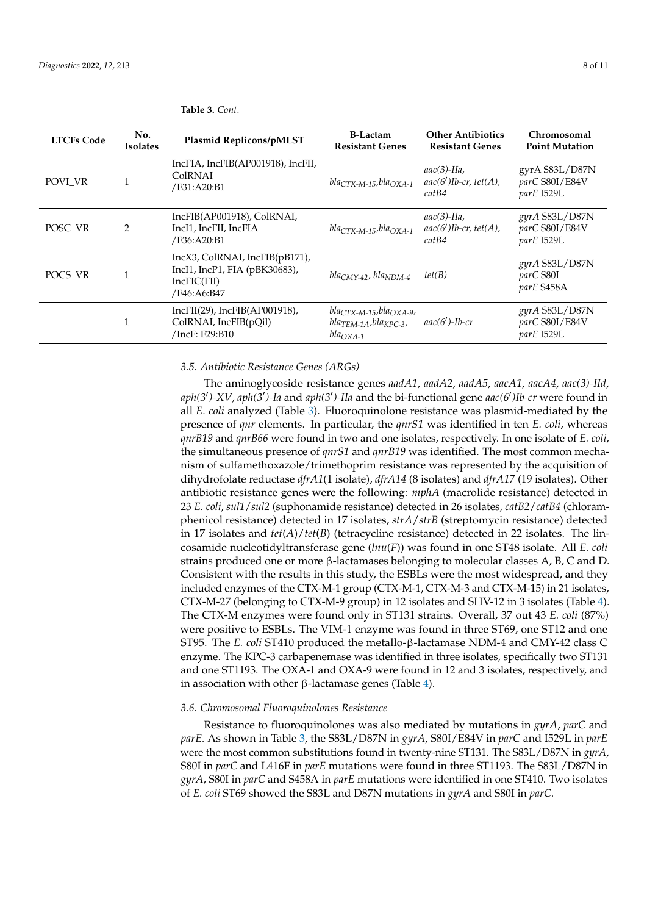**Table 3.** *Cont.*

| LTCFs Code | No. Isolates | Plasmid Replicons/pMLST | B-Lactam Resistant Genes | Other Antibiotics Resistant Genes | Chromosomal Point Mutation |
|---|---|---|---|---|---|
| POVI_VR | 1 | IncFIA, IncFIB(AP001918), IncFII, ColRNAI /F31:A20:B1 | *bla*$_{CTX\text{-}M\text{-}15}$,*bla*$_{OXA\text{-}1}$ | *aac(3)-IIa*, *aac(6′)Ib-cr*, *tet(A)*, *catB4* | gyrA S83L/D87N *parC* S80I/E84V *parE* I529L |
| POSC_VR | 2 | IncFIB(AP001918), ColRNAI, IncI1, IncFII, IncFIA /F36:A20:B1 | *bla*$_{CTX\text{-}M\text{-}15}$,*bla*$_{OXA\text{-}1}$ | *aac(3)-IIa*, *aac(6′)Ib-cr*, *tet(A)*, *catB4* | *gyrA* S83L/D87N *parC* S80I/E84V *parE* I529L |
| POCS_VR | 1 | IncX3, ColRNAI, IncFIB(pB171), IncI1, IncP1, FIA (pBK30683), IncFIC(FII) /F46:A6:B47 | *bla*$_{CMY\text{-}42}$, *bla*$_{NDM\text{-}4}$ | *tet(B)* | *gyrA* S83L/D87N *parC* S80I *parE* S458A |
| | 1 | IncFII(29), IncFIB(AP001918), ColRNAI, IncFIB(pQil) /IncF: F29:B10 | *bla*$_{CTX\text{-}M\text{-}15}$,*bla*$_{OXA\text{-}9}$, *bla*$_{TEM\text{-}1A}$,*bla*$_{KPC\text{-}3}$, *bla*$_{OXA\text{-}1}$ | *aac(6′)-Ib-cr* | *gyrA* S83L/D87N *parC* S80I/E84V *parE* I529L |

### *3.5. Antibiotic Resistance Genes (ARGs)*

The aminoglycoside resistance genes *aadA1*, *aadA2*, *aadA5*, *aacA1*, *aacA4*, *aac(3)-IId*, *aph(3′)-XV*, *aph(3′)-Ia* and *aph(3′)-IIa* and the bi-functional gene *aac(6′)Ib-cr* were found in all *E. coli* analyzed (Table 3). Fluoroquinolone resistance was plasmid-mediated by the presence of *qnr* elements. In particular, the *qnrS1* was identified in ten *E. coli*, whereas *qnrB19* and *qnrB66* were found in two and one isolates, respectively. In one isolate of *E. coli*, the simultaneous presence of *qnrS1* and *qnrB19* was identified. The most common mechanism of sulfamethoxazole/trimethoprim resistance was represented by the acquisition of dihydrofolate reductase *dfrA1*(1 isolate), *dfrA14* (8 isolates) and *dfrA17* (19 isolates). Other antibiotic resistance genes were the following: *mphA* (macrolide resistance) detected in 23 *E. coli*, *sul1/sul2* (suphonamide resistance) detected in 26 isolates, *catB2/catB4* (chloramphenicol resistance) detected in 17 isolates, *strA/strB* (streptomycin resistance) detected in 17 isolates and *tet*(*A*)/*tet*(*B*) (tetracycline resistance) detected in 22 isolates. The lincosamide nucleotidyltransferase gene (*lnu*(*F*)) was found in one ST48 isolate. All *E. coli* strains produced one or more β-lactamases belonging to molecular classes A, B, C and D. Consistent with the results in this study, the ESBLs were the most widespread, and they included enzymes of the CTX-M-1 group (CTX-M-1, CTX-M-3 and CTX-M-15) in 21 isolates, CTX-M-27 (belonging to CTX-M-9 group) in 12 isolates and SHV-12 in 3 isolates (Table 4). The CTX-M enzymes were found only in ST131 strains. Overall, 37 out 43 *E. coli* (87%) were positive to ESBLs. The VIM-1 enzyme was found in three ST69, one ST12 and one ST95. The *E. coli* ST410 produced the metallo-β-lactamase NDM-4 and CMY-42 class C enzyme. The KPC-3 carbapenemase was identified in three isolates, specifically two ST131 and one ST1193. The OXA-1 and OXA-9 were found in 12 and 3 isolates, respectively, and in association with other β-lactamase genes (Table 4).

### *3.6. Chromosomal Fluoroquinolones Resistance*

Resistance to fluoroquinolones was also mediated by mutations in *gyrA*, *parC* and *parE*. As shown in Table 3, the S83L/D87N in *gyrA*, S80I/E84V in *parC* and I529L in *parE* were the most common substitutions found in twenty-nine ST131. The S83L/D87N in *gyrA*, S80I in *parC* and L416F in *parE* mutations were found in three ST1193. The S83L/D87N in *gyrA*, S80I in *parC* and S458A in *parE* mutations were identified in one ST410. Two isolates of *E. coli* ST69 showed the S83L and D87N mutations in *gyrA* and S80I in *parC*.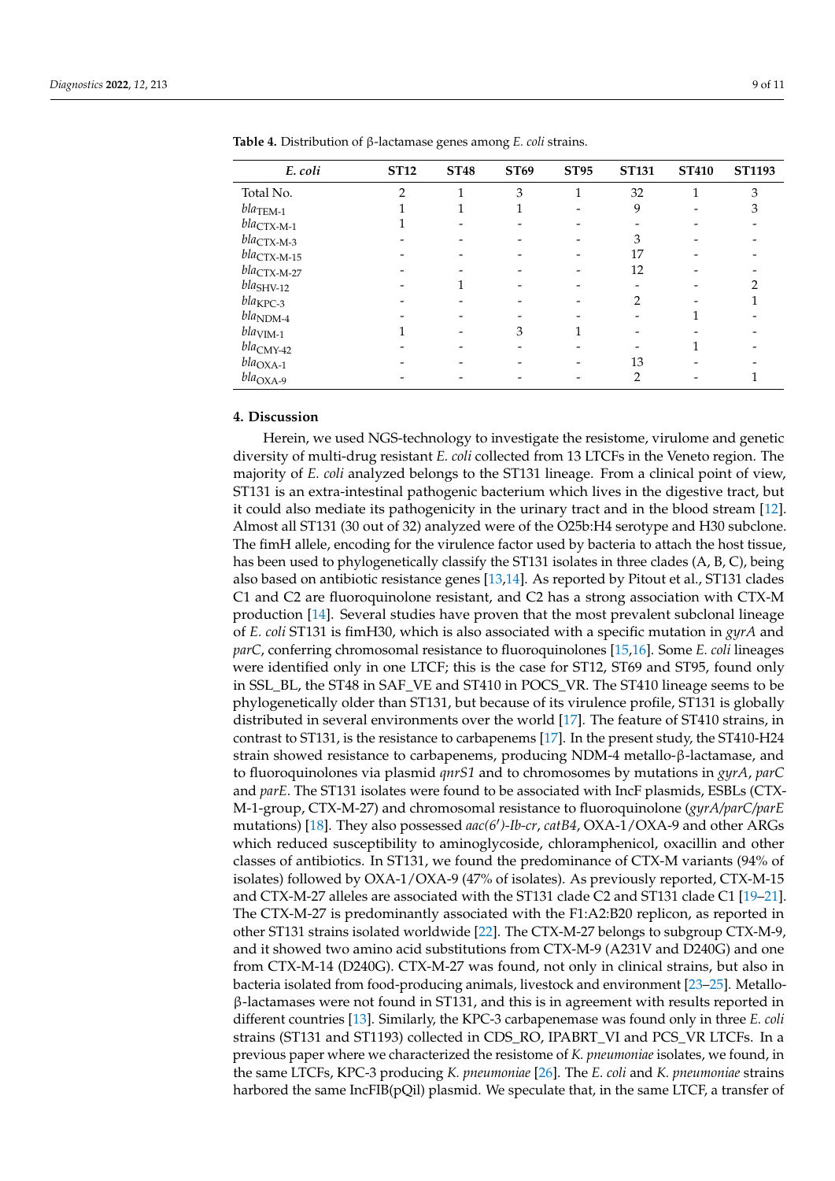**Table 4.** Distribution of β-lactamase genes among *E. coli* strains.

| *E. coli* | ST12 | ST48 | ST69 | ST95 | ST131 | ST410 | ST1193 |
|---|---|---|---|---|---|---|---|
| Total No. | 2 | 1 | 3 | 1 | 32 | 1 | 3 |
| $bla_{TEM-1}$ | 1 | 1 | 1 | - | 9 | - | 3 |
| $bla_{CTX-M-1}$ | 1 | - | - | - | - | - | - |
| $bla_{CTX-M-3}$ | - | - | - | - | 3 | - | - |
| $bla_{CTX-M-15}$ | - | - | - | - | 17 | - | - |
| $bla_{CTX-M-27}$ | - | - | - | - | 12 | - | - |
| $bla_{SHV-12}$ | - | 1 | - | - | - | - | 2 |
| $bla_{KPC-3}$ | - | - | - | - | 2 | - | 1 |
| $bla_{NDM-4}$ | - | - | - | - | - | 1 | - |
| $bla_{VIM-1}$ | 1 | - | 3 | 1 | - | - | - |
| $bla_{CMY-42}$ | - | - | - | - | - | 1 | - |
| $bla_{OXA-1}$ | - | - | - | - | 13 | - | - |
| $bla_{OXA-9}$ | - | - | - | - | 2 | - | 1 |

## 4. Discussion

Herein, we used NGS-technology to investigate the resistome, virulome and genetic diversity of multi-drug resistant *E. coli* collected from 13 LTCFs in the Veneto region. The majority of *E. coli* analyzed belongs to the ST131 lineage. From a clinical point of view, ST131 is an extra-intestinal pathogenic bacterium which lives in the digestive tract, but it could also mediate its pathogenicity in the urinary tract and in the blood stream [12]. Almost all ST131 (30 out of 32) analyzed were of the O25b:H4 serotype and H30 subclone. The fimH allele, encoding for the virulence factor used by bacteria to attach the host tissue, has been used to phylogenetically classify the ST131 isolates in three clades (A, B, C), being also based on antibiotic resistance genes [13,14]. As reported by Pitout et al., ST131 clades C1 and C2 are fluoroquinolone resistant, and C2 has a strong association with CTX-M production [14]. Several studies have proven that the most prevalent subclonal lineage of *E. coli* ST131 is fimH30, which is also associated with a specific mutation in *gyrA* and *parC*, conferring chromosomal resistance to fluoroquinolones [15,16]. Some *E. coli* lineages were identified only in one LTCF; this is the case for ST12, ST69 and ST95, found only in SSL_BL, the ST48 in SAF_VE and ST410 in POCS_VR. The ST410 lineage seems to be phylogenetically older than ST131, but because of its virulence profile, ST131 is globally distributed in several environments over the world [17]. The feature of ST410 strains, in contrast to ST131, is the resistance to carbapenems [17]. In the present study, the ST410-H24 strain showed resistance to carbapenems, producing NDM-4 metallo-β-lactamase, and to fluoroquinolones via plasmid *qnrS1* and to chromosomes by mutations in *gyrA*, *parC* and *parE*. The ST131 isolates were found to be associated with IncF plasmids, ESBLs (CTX-M-1-group, CTX-M-27) and chromosomal resistance to fluoroquinolone (*gyrA/parC/parE* mutations) [18]. They also possessed *aac(6′)-Ib-cr*, *catB4*, OXA-1/OXA-9 and other ARGs which reduced susceptibility to aminoglycoside, chloramphenicol, oxacillin and other classes of antibiotics. In ST131, we found the predominance of CTX-M variants (94% of isolates) followed by OXA-1/OXA-9 (47% of isolates). As previously reported, CTX-M-15 and CTX-M-27 alleles are associated with the ST131 clade C2 and ST131 clade C1 [19–21]. The CTX-M-27 is predominantly associated with the F1:A2:B20 replicon, as reported in other ST131 strains isolated worldwide [22]. The CTX-M-27 belongs to subgroup CTX-M-9, and it showed two amino acid substitutions from CTX-M-9 (A231V and D240G) and one from CTX-M-14 (D240G). CTX-M-27 was found, not only in clinical strains, but also in bacteria isolated from food-producing animals, livestock and environment [23–25]. Metallo-β-lactamases were not found in ST131, and this is in agreement with results reported in different countries [13]. Similarly, the KPC-3 carbapenemase was found only in three *E. coli* strains (ST131 and ST1193) collected in CDS_RO, IPABRT_VI and PCS_VR LTCFs. In a previous paper where we characterized the resistome of *K. pneumoniae* isolates, we found, in the same LTCFs, KPC-3 producing *K. pneumoniae* [26]. The *E. coli* and *K. pneumoniae* strains harbored the same IncFIB(pQil) plasmid. We speculate that, in the same LTCF, a transfer of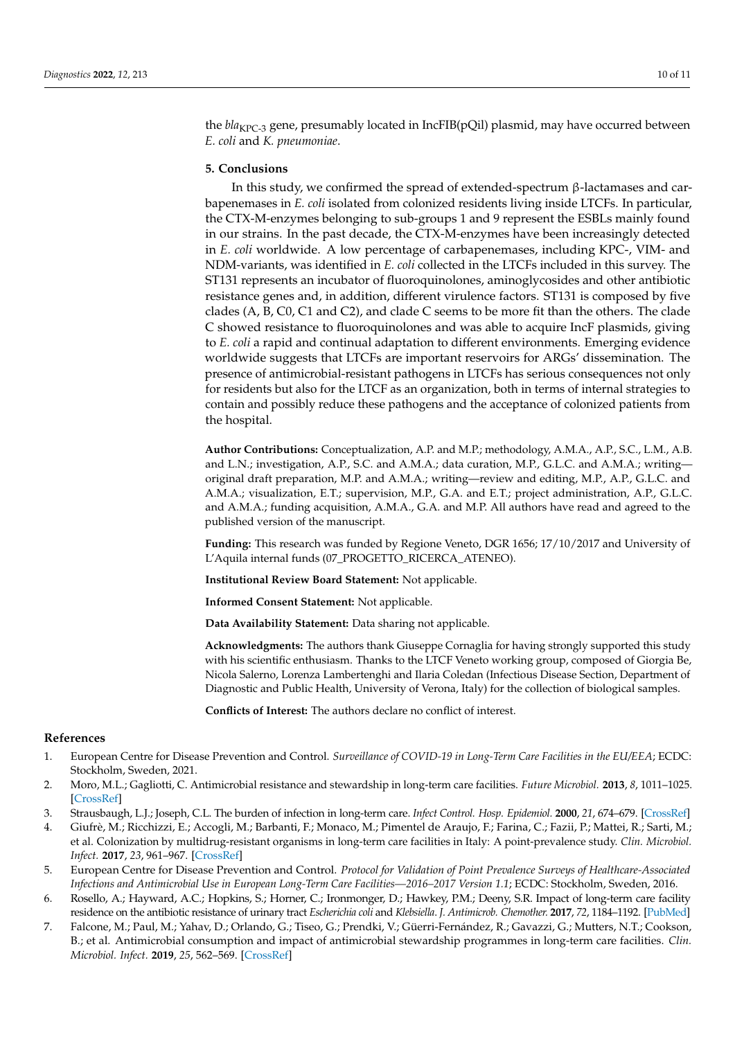the $bla_{KPC-3}$ gene, presumably located in IncFIB(pQil) plasmid, may have occurred between *E. coli* and *K. pneumoniae*.

## 5. Conclusions

In this study, we confirmed the spread of extended-spectrum β-lactamases and carbapenemases in *E. coli* isolated from colonized residents living inside LTCFs. In particular, the CTX-M-enzymes belonging to sub-groups 1 and 9 represent the ESBLs mainly found in our strains. In the past decade, the CTX-M-enzymes have been increasingly detected in *E. coli* worldwide. A low percentage of carbapenemases, including KPC-, VIM- and NDM-variants, was identified in *E. coli* collected in the LTCFs included in this survey. The ST131 represents an incubator of fluoroquinolones, aminoglycosides and other antibiotic resistance genes and, in addition, different virulence factors. ST131 is composed by five clades (A, B, C0, C1 and C2), and clade C seems to be more fit than the others. The clade C showed resistance to fluoroquinolones and was able to acquire IncF plasmids, giving to *E. coli* a rapid and continual adaptation to different environments. Emerging evidence worldwide suggests that LTCFs are important reservoirs for ARGs' dissemination. The presence of antimicrobial-resistant pathogens in LTCFs has serious consequences not only for residents but also for the LTCF as an organization, both in terms of internal strategies to contain and possibly reduce these pathogens and the acceptance of colonized patients from the hospital.

**Author Contributions:** Conceptualization, A.P. and M.P.; methodology, A.M.A., A.P., S.C., L.M., A.B. and L.N.; investigation, A.P., S.C. and A.M.A.; data curation, M.P., G.L.C. and A.M.A.; writing—original draft preparation, M.P. and A.M.A.; writing—review and editing, M.P., A.P., G.L.C. and A.M.A.; visualization, E.T.; supervision, M.P., G.A. and E.T.; project administration, A.P., G.L.C. and A.M.A.; funding acquisition, A.M.A., G.A. and M.P. All authors have read and agreed to the published version of the manuscript.

**Funding:** This research was funded by Regione Veneto, DGR 1656; 17/10/2017 and University of L'Aquila internal funds (07_PROGETTO_RICERCA_ATENEO).

**Institutional Review Board Statement:** Not applicable.

**Informed Consent Statement:** Not applicable.

**Data Availability Statement:** Data sharing not applicable.

**Acknowledgments:** The authors thank Giuseppe Cornaglia for having strongly supported this study with his scientific enthusiasm. Thanks to the LTCF Veneto working group, composed of Giorgia Be, Nicola Salerno, Lorenza Lambertenghi and Ilaria Coledan (Infectious Disease Section, Department of Diagnostic and Public Health, University of Verona, Italy) for the collection of biological samples.

**Conflicts of Interest:** The authors declare no conflict of interest.

## References

1. European Centre for Disease Prevention and Control. *Surveillance of COVID-19 in Long-Term Care Facilities in the EU/EEA*; ECDC: Stockholm, Sweden, 2021.
2. Moro, M.L.; Gagliotti, C. Antimicrobial resistance and stewardship in long-term care facilities. *Future Microbiol.* **2013**, *8*, 1011–1025. [CrossRef]
3. Strausbaugh, L.J.; Joseph, C.L. The burden of infection in long-term care. *Infect Control. Hosp. Epidemiol.* **2000**, *21*, 674–679. [CrossRef]
4. Giufrè, M.; Ricchizzi, E.; Accogli, M.; Barbanti, F.; Monaco, M.; Pimentel de Araujo, F.; Farina, C.; Fazii, P.; Mattei, R.; Sarti, M.; et al. Colonization by multidrug-resistant organisms in long-term care facilities in Italy: A point-prevalence study. *Clin. Microbiol. Infect.* **2017**, *23*, 961–967. [CrossRef]
5. European Centre for Disease Prevention and Control. *Protocol for Validation of Point Prevalence Surveys of Healthcare-Associated Infections and Antimicrobial Use in European Long-Term Care Facilities—2016–2017 Version 1.1*; ECDC: Stockholm, Sweden, 2016.
6. Rosello, A.; Hayward, A.C.; Hopkins, S.; Horner, C.; Ironmonger, D.; Hawkey, P.M.; Deeny, S.R. Impact of long-term care facility residence on the antibiotic resistance of urinary tract *Escherichia coli* and *Klebsiella*. *J. Antimicrob. Chemother.* **2017**, *72*, 1184–1192. [PubMed]
7. Falcone, M.; Paul, M.; Yahav, D.; Orlando, G.; Tiseo, G.; Prendki, V.; Güerri-Fernández, R.; Gavazzi, G.; Mutters, N.T.; Cookson, B.; et al. Antimicrobial consumption and impact of antimicrobial stewardship programmes in long-term care facilities. *Clin. Microbiol. Infect.* **2019**, *25*, 562–569. [CrossRef]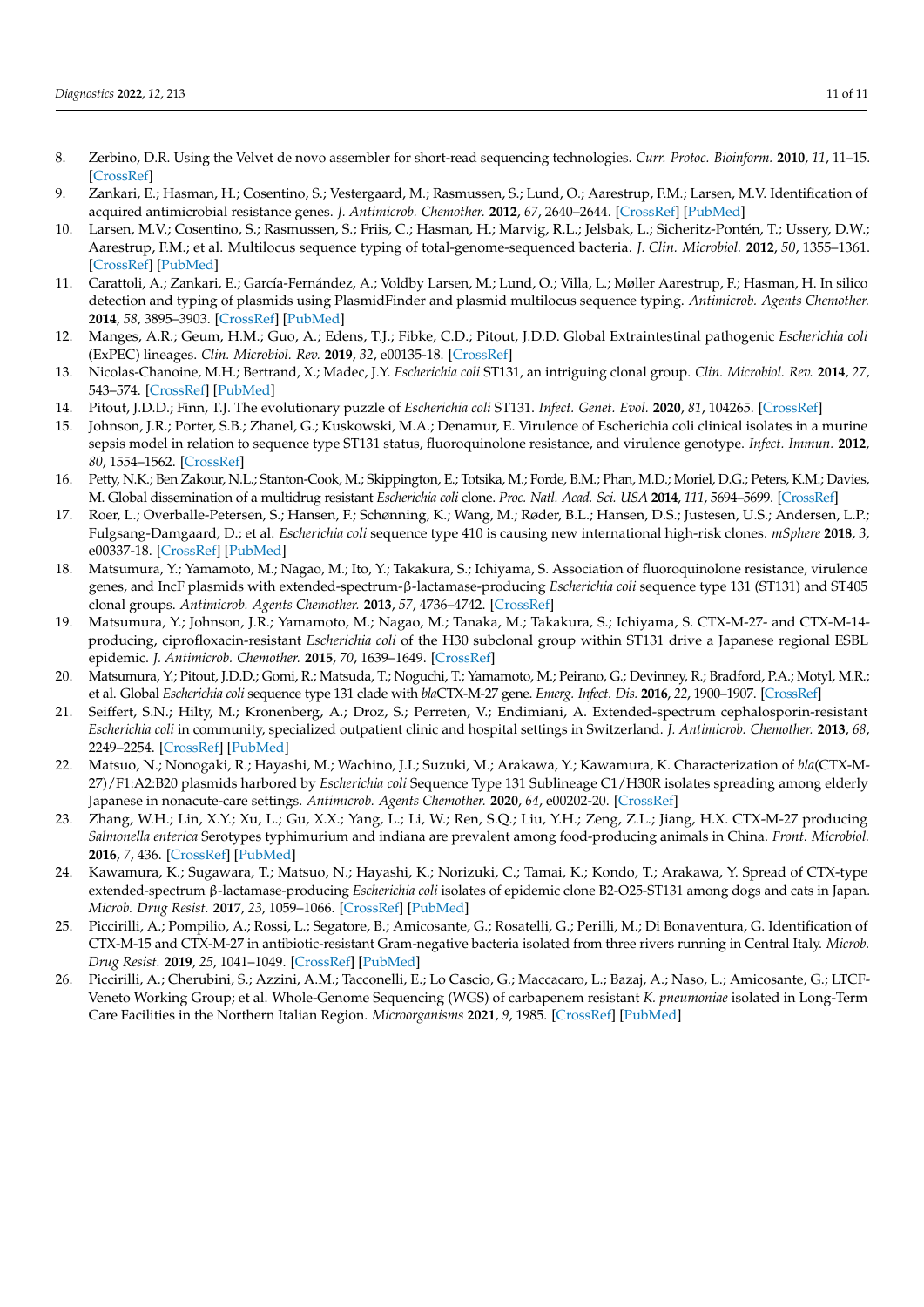8. Zerbino, D.R. Using the Velvet de novo assembler for short-read sequencing technologies. *Curr. Protoc. Bioinform.* **2010**, *11*, 11–15. [CrossRef]
9. Zankari, E.; Hasman, H.; Cosentino, S.; Vestergaard, M.; Rasmussen, S.; Lund, O.; Aarestrup, F.M.; Larsen, M.V. Identification of acquired antimicrobial resistance genes. *J. Antimicrob. Chemother.* **2012**, *67*, 2640–2644. [CrossRef] [PubMed]
10. Larsen, M.V.; Cosentino, S.; Rasmussen, S.; Friis, C.; Hasman, H.; Marvig, R.L.; Jelsbak, L.; Sicheritz-Pontén, T.; Ussery, D.W.; Aarestrup, F.M.; et al. Multilocus sequence typing of total-genome-sequenced bacteria. *J. Clin. Microbiol.* **2012**, *50*, 1355–1361. [CrossRef] [PubMed]
11. Carattoli, A.; Zankari, E.; García-Fernández, A.; Voldby Larsen, M.; Lund, O.; Villa, L.; Møller Aarestrup, F.; Hasman, H. In silico detection and typing of plasmids using PlasmidFinder and plasmid multilocus sequence typing. *Antimicrob. Agents Chemother.* **2014**, *58*, 3895–3903. [CrossRef] [PubMed]
12. Manges, A.R.; Geum, H.M.; Guo, A.; Edens, T.J.; Fibke, C.D.; Pitout, J.D.D. Global Extraintestinal pathogenic *Escherichia coli* (ExPEC) lineages. *Clin. Microbiol. Rev.* **2019**, *32*, e00135-18. [CrossRef]
13. Nicolas-Chanoine, M.H.; Bertrand, X.; Madec, J.Y. *Escherichia coli* ST131, an intriguing clonal group. *Clin. Microbiol. Rev.* **2014**, *27*, 543–574. [CrossRef] [PubMed]
14. Pitout, J.D.D.; Finn, T.J. The evolutionary puzzle of *Escherichia coli* ST131. *Infect. Genet. Evol.* **2020**, *81*, 104265. [CrossRef]
15. Johnson, J.R.; Porter, S.B.; Zhanel, G.; Kuskowski, M.A.; Denamur, E. Virulence of Escherichia coli clinical isolates in a murine sepsis model in relation to sequence type ST131 status, fluoroquinolone resistance, and virulence genotype. *Infect. Immun.* **2012**, *80*, 1554–1562. [CrossRef]
16. Petty, N.K.; Ben Zakour, N.L.; Stanton-Cook, M.; Skippington, E.; Totsika, M.; Forde, B.M.; Phan, M.D.; Moriel, D.G.; Peters, K.M.; Davies, M. Global dissemination of a multidrug resistant *Escherichia coli* clone. *Proc. Natl. Acad. Sci. USA* **2014**, *111*, 5694–5699. [CrossRef]
17. Roer, L.; Overballe-Petersen, S.; Hansen, F.; Schønning, K.; Wang, M.; Røder, B.L.; Hansen, D.S.; Justesen, U.S.; Andersen, L.P.; Fulgsang-Damgaard, D.; et al. *Escherichia coli* sequence type 410 is causing new international high-risk clones. *mSphere* **2018**, *3*, e00337-18. [CrossRef] [PubMed]
18. Matsumura, Y.; Yamamoto, M.; Nagao, M.; Ito, Y.; Takakura, S.; Ichiyama, S. Association of fluoroquinolone resistance, virulence genes, and IncF plasmids with extended-spectrum-β-lactamase-producing *Escherichia coli* sequence type 131 (ST131) and ST405 clonal groups. *Antimicrob. Agents Chemother.* **2013**, *57*, 4736–4742. [CrossRef]
19. Matsumura, Y.; Johnson, J.R.; Yamamoto, M.; Nagao, M.; Tanaka, M.; Takakura, S.; Ichiyama, S. CTX-M-27- and CTX-M-14-producing, ciprofloxacin-resistant *Escherichia coli* of the H30 subclonal group within ST131 drive a Japanese regional ESBL epidemic. *J. Antimicrob. Chemother.* **2015**, *70*, 1639–1649. [CrossRef]
20. Matsumura, Y.; Pitout, J.D.D.; Gomi, R.; Matsuda, T.; Noguchi, T.; Yamamoto, M.; Peirano, G.; Devinney, R.; Bradford, P.A.; Motyl, M.R.; et al. Global *Escherichia coli* sequence type 131 clade with *bla*CTX-M-27 gene. *Emerg. Infect. Dis.* **2016**, *22*, 1900–1907. [CrossRef]
21. Seiffert, S.N.; Hilty, M.; Kronenberg, A.; Droz, S.; Perreten, V.; Endimiani, A. Extended-spectrum cephalosporin-resistant *Escherichia coli* in community, specialized outpatient clinic and hospital settings in Switzerland. *J. Antimicrob. Chemother.* **2013**, *68*, 2249–2254. [CrossRef] [PubMed]
22. Matsuo, N.; Nonogaki, R.; Hayashi, M.; Wachino, J.I.; Suzuki, M.; Arakawa, Y.; Kawamura, K. Characterization of *bla*(CTX-M-27)/F1:A2:B20 plasmids harbored by *Escherichia coli* Sequence Type 131 Sublineage C1/H30R isolates spreading among elderly Japanese in nonacute-care settings. *Antimicrob. Agents Chemother.* **2020**, *64*, e00202-20. [CrossRef]
23. Zhang, W.H.; Lin, X.Y.; Xu, L.; Gu, X.X.; Yang, L.; Li, W.; Ren, S.Q.; Liu, Y.H.; Zeng, Z.L.; Jiang, H.X. CTX-M-27 producing *Salmonella enterica* Serotypes typhimurium and indiana are prevalent among food-producing animals in China. *Front. Microbiol.* **2016**, *7*, 436. [CrossRef] [PubMed]
24. Kawamura, K.; Sugawara, T.; Matsuo, N.; Hayashi, K.; Norizuki, C.; Tamai, K.; Kondo, T.; Arakawa, Y. Spread of CTX-type extended-spectrum β-lactamase-producing *Escherichia coli* isolates of epidemic clone B2-O25-ST131 among dogs and cats in Japan. *Microb. Drug Resist.* **2017**, *23*, 1059–1066. [CrossRef] [PubMed]
25. Piccirilli, A.; Pompilio, A.; Rossi, L.; Segatore, B.; Amicosante, G.; Rosatelli, G.; Perilli, M.; Di Bonaventura, G. Identification of CTX-M-15 and CTX-M-27 in antibiotic-resistant Gram-negative bacteria isolated from three rivers running in Central Italy. *Microb. Drug Resist.* **2019**, *25*, 1041–1049. [CrossRef] [PubMed]
26. Piccirilli, A.; Cherubini, S.; Azzini, A.M.; Tacconelli, E.; Lo Cascio, G.; Maccacaro, L.; Bazaj, A.; Naso, L.; Amicosante, G.; LTCF-Veneto Working Group; et al. Whole-Genome Sequencing (WGS) of carbapenem resistant *K. pneumoniae* isolated in Long-Term Care Facilities in the Northern Italian Region. *Microorganisms* **2021**, *9*, 1985. [CrossRef] [PubMed]